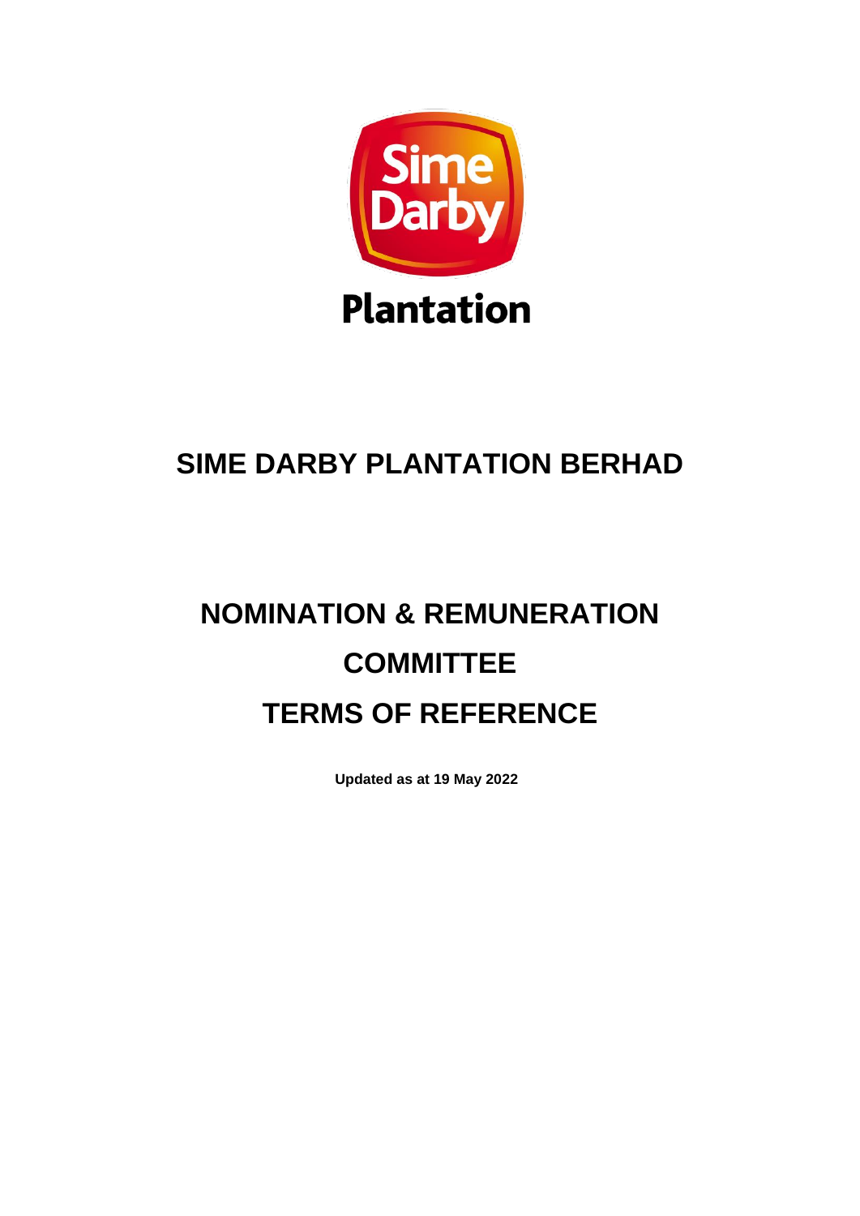# SIME DARBY PLANTATION BERHAD

# NOMINATION & REMUNERATION COMMITTEE TERMS OF REFERENCE

**Updated as at 19 May 2022**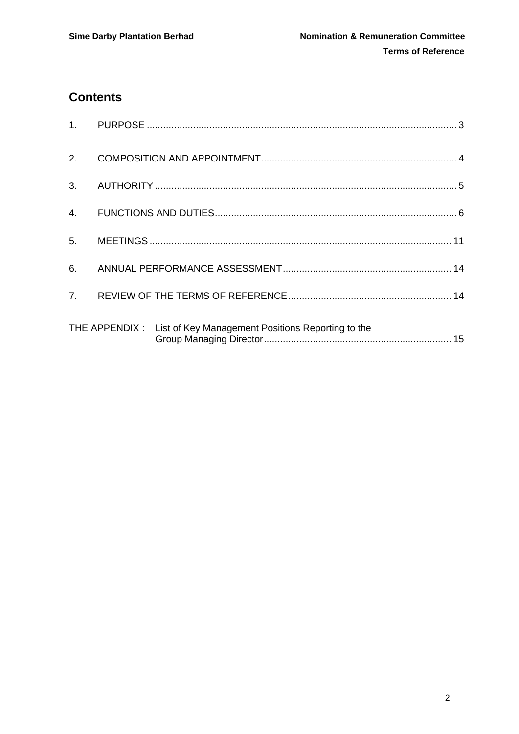## Contents

1. PURPOSE ........................................................................................................................ 3
2. COMPOSITION AND APPOINTMENT ....................................................................... 4
3. AUTHORITY ................................................................................................................. 5
4. FUNCTIONS AND DUTIES ........................................................................................ 6
5. MEETINGS ................................................................................................................. 11
6. ANNUAL PERFORMANCE ASSESSMENT ............................................................ 14
7. REVIEW OF THE TERMS OF REFERENCE ........................................................... 14

THE APPENDIX : List of Key Management Positions Reporting to the Group Managing Director ..................................................................... 15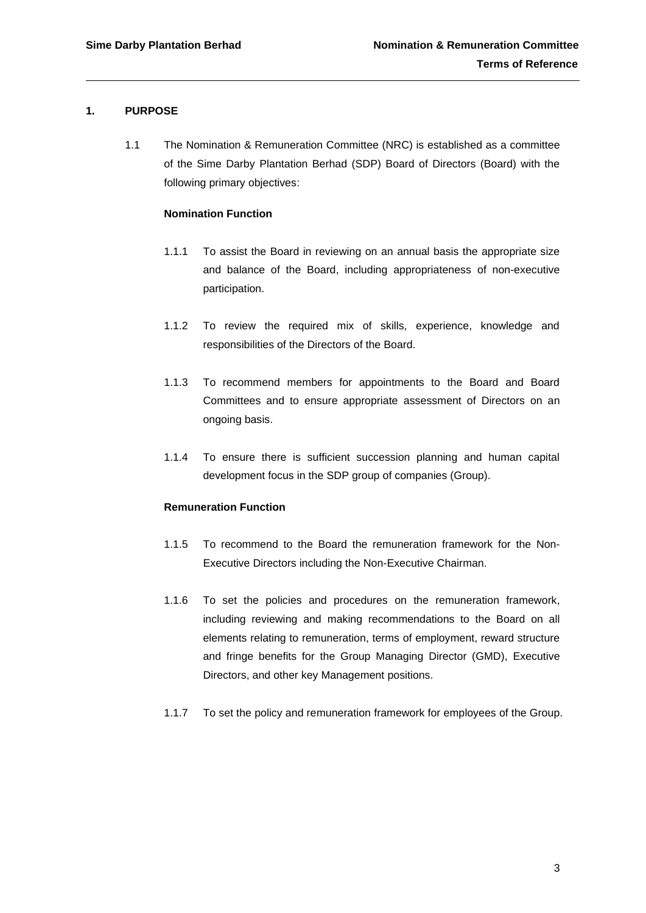## 1. PURPOSE

1.1 The Nomination & Remuneration Committee (NRC) is established as a committee of the Sime Darby Plantation Berhad (SDP) Board of Directors (Board) with the following primary objectives:

**Nomination Function**

1.1.1 To assist the Board in reviewing on an annual basis the appropriate size and balance of the Board, including appropriateness of non-executive participation.

1.1.2 To review the required mix of skills, experience, knowledge and responsibilities of the Directors of the Board.

1.1.3 To recommend members for appointments to the Board and Board Committees and to ensure appropriate assessment of Directors on an ongoing basis.

1.1.4 To ensure there is sufficient succession planning and human capital development focus in the SDP group of companies (Group).

**Remuneration Function**

1.1.5 To recommend to the Board the remuneration framework for the Non-Executive Directors including the Non-Executive Chairman.

1.1.6 To set the policies and procedures on the remuneration framework, including reviewing and making recommendations to the Board on all elements relating to remuneration, terms of employment, reward structure and fringe benefits for the Group Managing Director (GMD), Executive Directors, and other key Management positions.

1.1.7 To set the policy and remuneration framework for employees of the Group.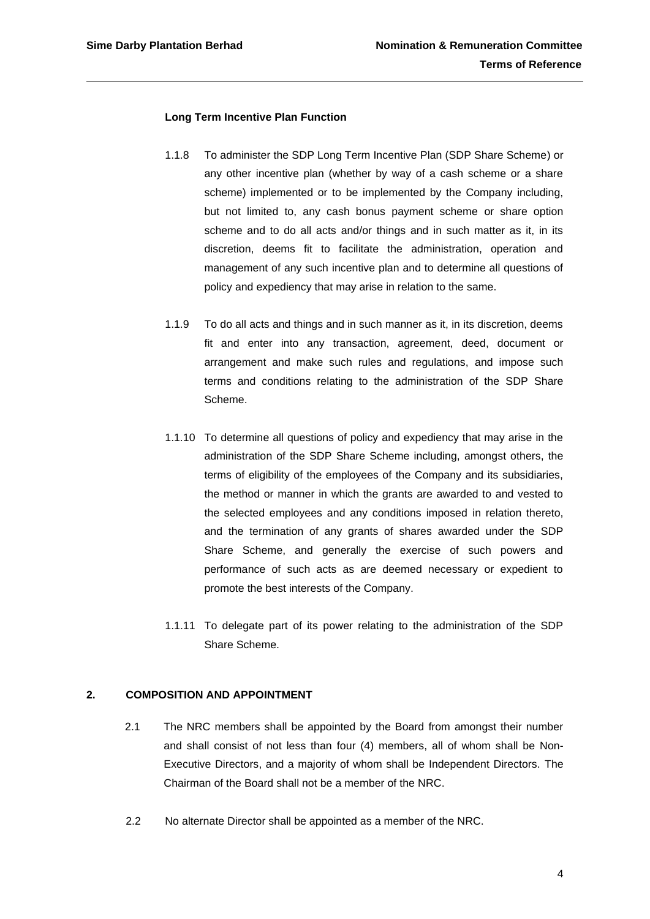**Long Term Incentive Plan Function**

1.1.8 To administer the SDP Long Term Incentive Plan (SDP Share Scheme) or any other incentive plan (whether by way of a cash scheme or a share scheme) implemented or to be implemented by the Company including, but not limited to, any cash bonus payment scheme or share option scheme and to do all acts and/or things and in such matter as it, in its discretion, deems fit to facilitate the administration, operation and management of any such incentive plan and to determine all questions of policy and expediency that may arise in relation to the same.

1.1.9 To do all acts and things and in such manner as it, in its discretion, deems fit and enter into any transaction, agreement, deed, document or arrangement and make such rules and regulations, and impose such terms and conditions relating to the administration of the SDP Share Scheme.

1.1.10 To determine all questions of policy and expediency that may arise in the administration of the SDP Share Scheme including, amongst others, the terms of eligibility of the employees of the Company and its subsidiaries, the method or manner in which the grants are awarded to and vested to the selected employees and any conditions imposed in relation thereto, and the termination of any grants of shares awarded under the SDP Share Scheme, and generally the exercise of such powers and performance of such acts as are deemed necessary or expedient to promote the best interests of the Company.

1.1.11 To delegate part of its power relating to the administration of the SDP Share Scheme.

## 2. COMPOSITION AND APPOINTMENT

2.1 The NRC members shall be appointed by the Board from amongst their number and shall consist of not less than four (4) members, all of whom shall be Non-Executive Directors, and a majority of whom shall be Independent Directors. The Chairman of the Board shall not be a member of the NRC.

2.2 No alternate Director shall be appointed as a member of the NRC.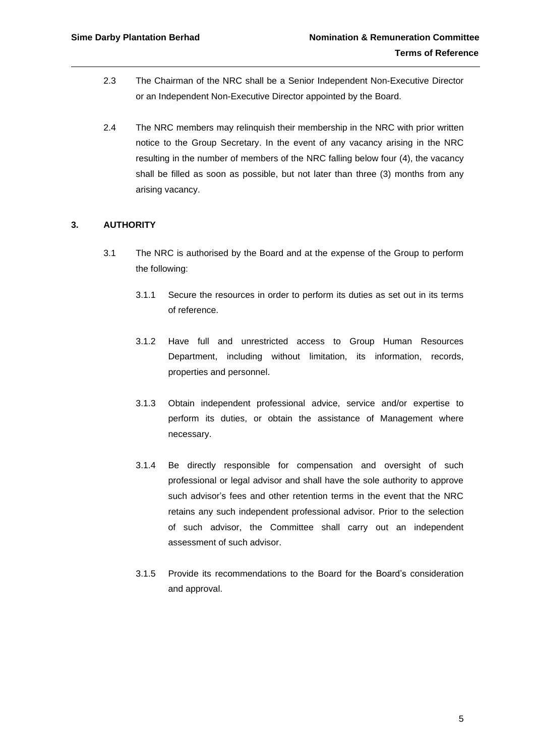2.3 The Chairman of the NRC shall be a Senior Independent Non-Executive Director or an Independent Non-Executive Director appointed by the Board.

2.4 The NRC members may relinquish their membership in the NRC with prior written notice to the Group Secretary. In the event of any vacancy arising in the NRC resulting in the number of members of the NRC falling below four (4), the vacancy shall be filled as soon as possible, but not later than three (3) months from any arising vacancy.

## 3. AUTHORITY

3.1 The NRC is authorised by the Board and at the expense of the Group to perform the following:

3.1.1 Secure the resources in order to perform its duties as set out in its terms of reference.

3.1.2 Have full and unrestricted access to Group Human Resources Department, including without limitation, its information, records, properties and personnel.

3.1.3 Obtain independent professional advice, service and/or expertise to perform its duties, or obtain the assistance of Management where necessary.

3.1.4 Be directly responsible for compensation and oversight of such professional or legal advisor and shall have the sole authority to approve such advisor's fees and other retention terms in the event that the NRC retains any such independent professional advisor. Prior to the selection of such advisor, the Committee shall carry out an independent assessment of such advisor.

3.1.5 Provide its recommendations to the Board for the Board's consideration and approval.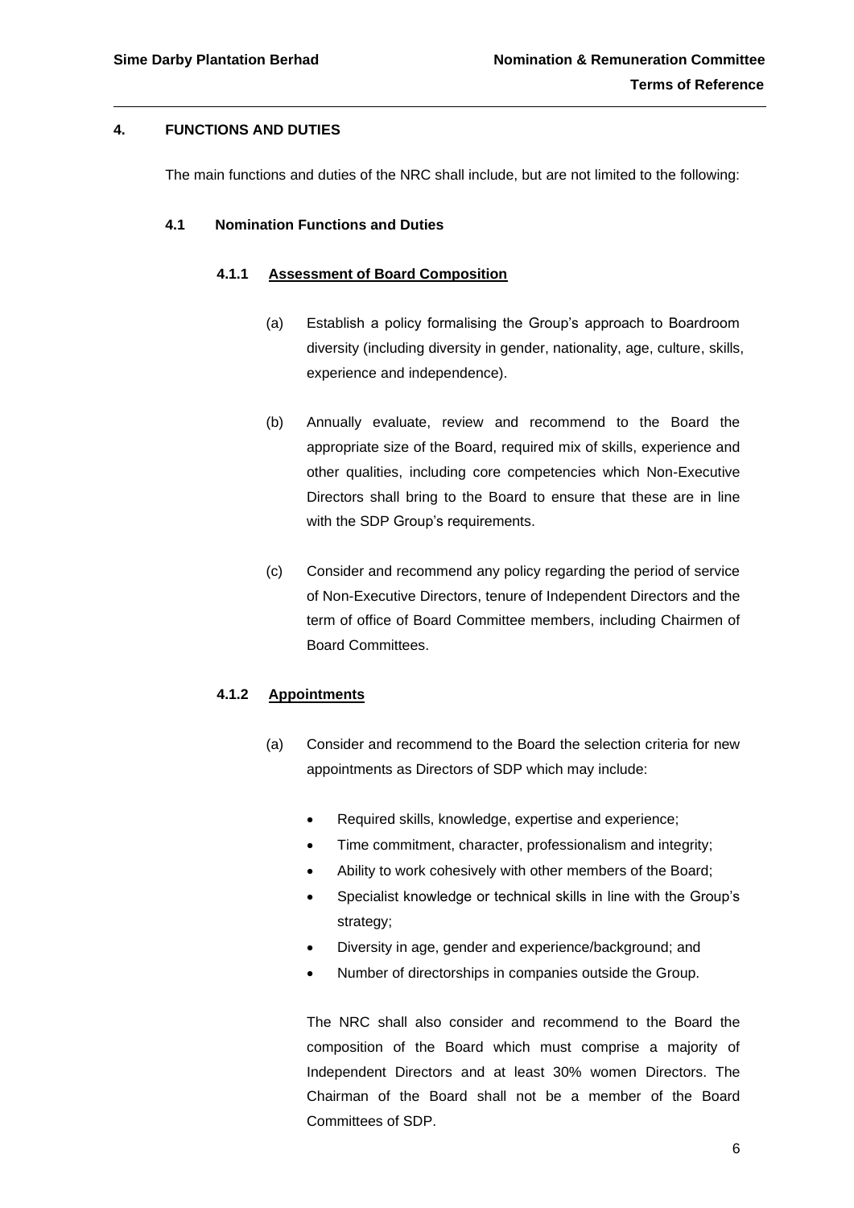## 4. FUNCTIONS AND DUTIES

The main functions and duties of the NRC shall include, but are not limited to the following:

### 4.1 Nomination Functions and Duties

#### 4.1.1 Assessment of Board Composition

(a) Establish a policy formalising the Group's approach to Boardroom diversity (including diversity in gender, nationality, age, culture, skills, experience and independence).

(b) Annually evaluate, review and recommend to the Board the appropriate size of the Board, required mix of skills, experience and other qualities, including core competencies which Non-Executive Directors shall bring to the Board to ensure that these are in line with the SDP Group's requirements.

(c) Consider and recommend any policy regarding the period of service of Non-Executive Directors, tenure of Independent Directors and the term of office of Board Committee members, including Chairmen of Board Committees.

#### 4.1.2 Appointments

(a) Consider and recommend to the Board the selection criteria for new appointments as Directors of SDP which may include:

- Required skills, knowledge, expertise and experience;
- Time commitment, character, professionalism and integrity;
- Ability to work cohesively with other members of the Board;
- Specialist knowledge or technical skills in line with the Group's strategy;
- Diversity in age, gender and experience/background; and
- Number of directorships in companies outside the Group.

The NRC shall also consider and recommend to the Board the composition of the Board which must comprise a majority of Independent Directors and at least 30% women Directors. The Chairman of the Board shall not be a member of the Board Committees of SDP.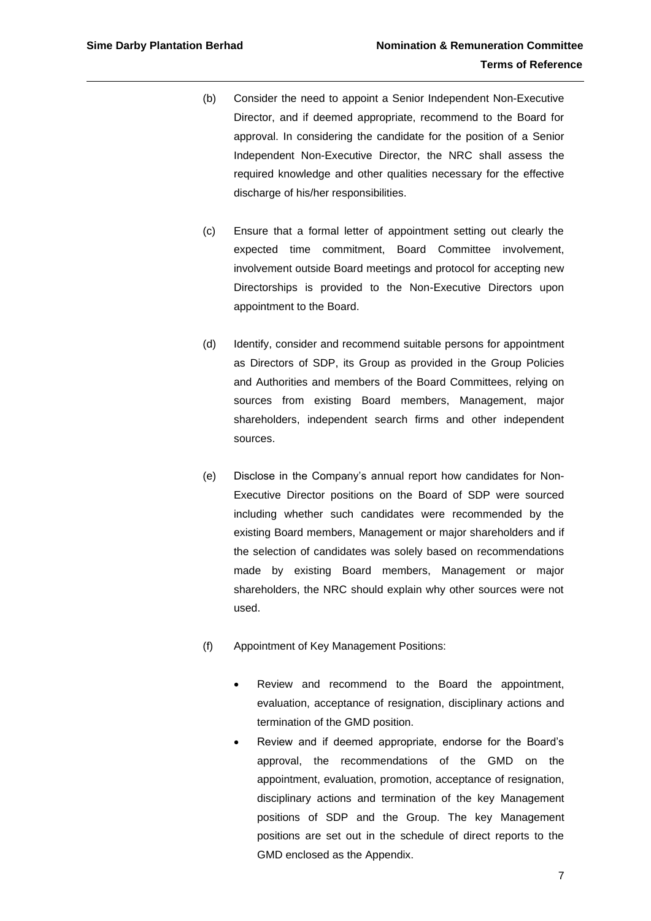(b) Consider the need to appoint a Senior Independent Non-Executive Director, and if deemed appropriate, recommend to the Board for approval. In considering the candidate for the position of a Senior Independent Non-Executive Director, the NRC shall assess the required knowledge and other qualities necessary for the effective discharge of his/her responsibilities.

(c) Ensure that a formal letter of appointment setting out clearly the expected time commitment, Board Committee involvement, involvement outside Board meetings and protocol for accepting new Directorships is provided to the Non-Executive Directors upon appointment to the Board.

(d) Identify, consider and recommend suitable persons for appointment as Directors of SDP, its Group as provided in the Group Policies and Authorities and members of the Board Committees, relying on sources from existing Board members, Management, major shareholders, independent search firms and other independent sources.

(e) Disclose in the Company's annual report how candidates for Non-Executive Director positions on the Board of SDP were sourced including whether such candidates were recommended by the existing Board members, Management or major shareholders and if the selection of candidates was solely based on recommendations made by existing Board members, Management or major shareholders, the NRC should explain why other sources were not used.

(f) Appointment of Key Management Positions:

- Review and recommend to the Board the appointment, evaluation, acceptance of resignation, disciplinary actions and termination of the GMD position.
- Review and if deemed appropriate, endorse for the Board's approval, the recommendations of the GMD on the appointment, evaluation, promotion, acceptance of resignation, disciplinary actions and termination of the key Management positions of SDP and the Group. The key Management positions are set out in the schedule of direct reports to the GMD enclosed as the Appendix.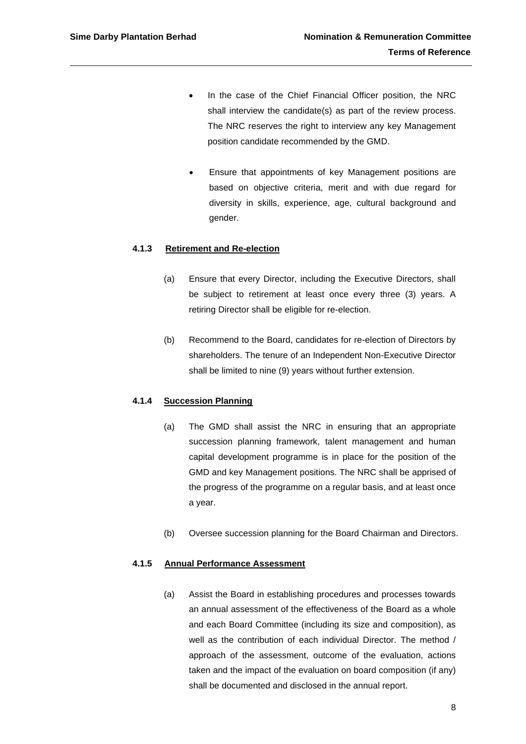- In the case of the Chief Financial Officer position, the NRC shall interview the candidate(s) as part of the review process. The NRC reserves the right to interview any key Management position candidate recommended by the GMD.

- Ensure that appointments of key Management positions are based on objective criteria, merit and with due regard for diversity in skills, experience, age, cultural background and gender.

#### 4.1.3 Retirement and Re-election

(a) Ensure that every Director, including the Executive Directors, shall be subject to retirement at least once every three (3) years. A retiring Director shall be eligible for re-election.

(b) Recommend to the Board, candidates for re-election of Directors by shareholders. The tenure of an Independent Non-Executive Director shall be limited to nine (9) years without further extension.

#### 4.1.4 Succession Planning

(a) The GMD shall assist the NRC in ensuring that an appropriate succession planning framework, talent management and human capital development programme is in place for the position of the GMD and key Management positions. The NRC shall be apprised of the progress of the programme on a regular basis, and at least once a year.

(b) Oversee succession planning for the Board Chairman and Directors.

#### 4.1.5 Annual Performance Assessment

(a) Assist the Board in establishing procedures and processes towards an annual assessment of the effectiveness of the Board as a whole and each Board Committee (including its size and composition), as well as the contribution of each individual Director. The method / approach of the assessment, outcome of the evaluation, actions taken and the impact of the evaluation on board composition (if any) shall be documented and disclosed in the annual report.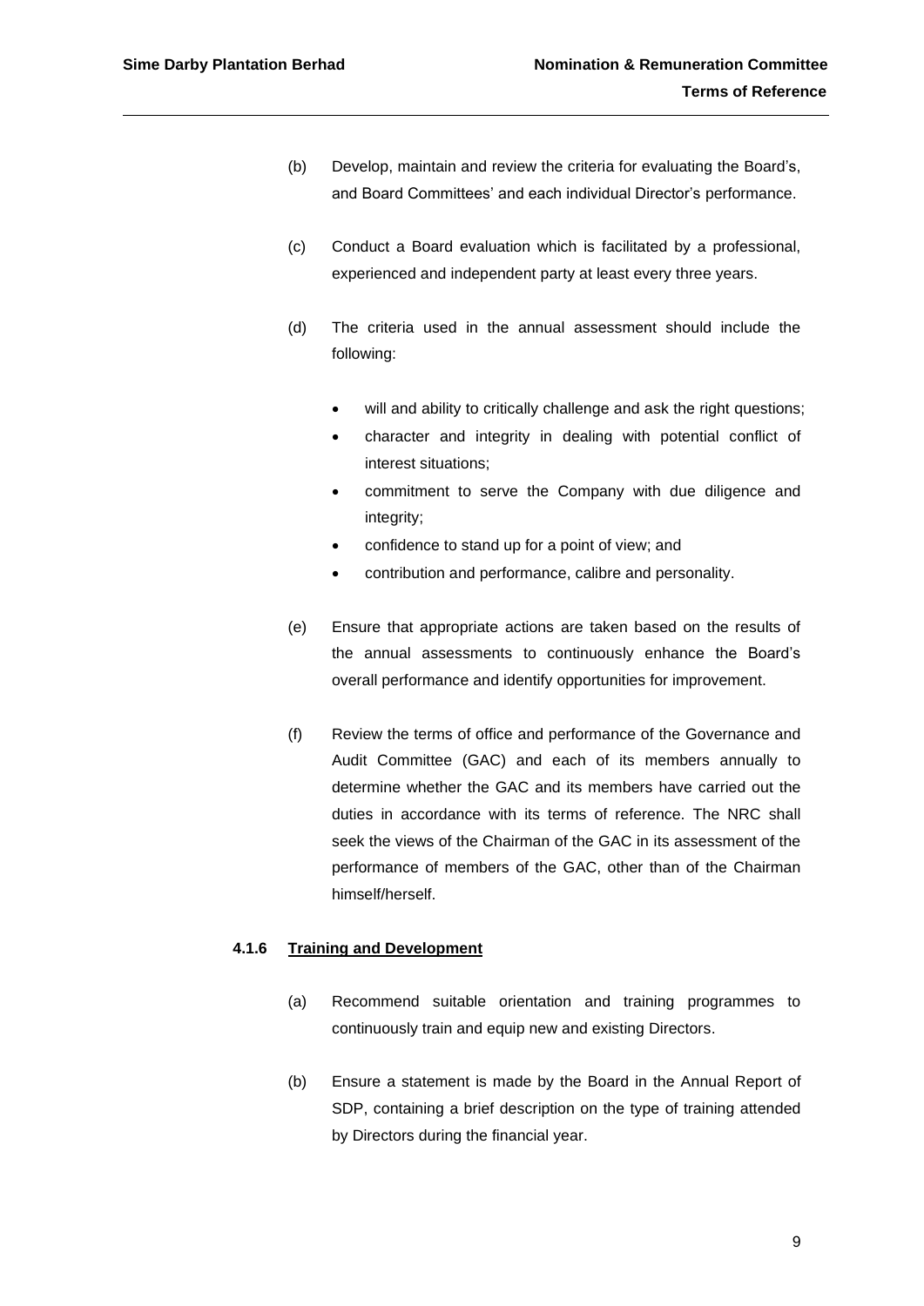(b) Develop, maintain and review the criteria for evaluating the Board's, and Board Committees' and each individual Director's performance.

(c) Conduct a Board evaluation which is facilitated by a professional, experienced and independent party at least every three years.

(d) The criteria used in the annual assessment should include the following:

- will and ability to critically challenge and ask the right questions;
- character and integrity in dealing with potential conflict of interest situations;
- commitment to serve the Company with due diligence and integrity;
- confidence to stand up for a point of view; and
- contribution and performance, calibre and personality.

(e) Ensure that appropriate actions are taken based on the results of the annual assessments to continuously enhance the Board's overall performance and identify opportunities for improvement.

(f) Review the terms of office and performance of the Governance and Audit Committee (GAC) and each of its members annually to determine whether the GAC and its members have carried out the duties in accordance with its terms of reference. The NRC shall seek the views of the Chairman of the GAC in its assessment of the performance of members of the GAC, other than of the Chairman himself/herself.

**4.1.6 <u>Training and Development</u>**

(a) Recommend suitable orientation and training programmes to continuously train and equip new and existing Directors.

(b) Ensure a statement is made by the Board in the Annual Report of SDP, containing a brief description on the type of training attended by Directors during the financial year.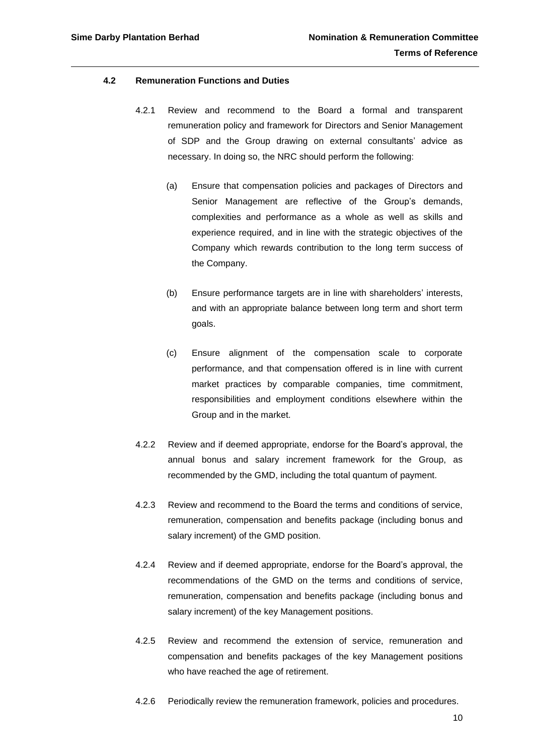### 4.2 Remuneration Functions and Duties

4.2.1 Review and recommend to the Board a formal and transparent remuneration policy and framework for Directors and Senior Management of SDP and the Group drawing on external consultants' advice as necessary. In doing so, the NRC should perform the following:

(a) Ensure that compensation policies and packages of Directors and Senior Management are reflective of the Group's demands, complexities and performance as a whole as well as skills and experience required, and in line with the strategic objectives of the Company which rewards contribution to the long term success of the Company.

(b) Ensure performance targets are in line with shareholders' interests, and with an appropriate balance between long term and short term goals.

(c) Ensure alignment of the compensation scale to corporate performance, and that compensation offered is in line with current market practices by comparable companies, time commitment, responsibilities and employment conditions elsewhere within the Group and in the market.

4.2.2 Review and if deemed appropriate, endorse for the Board's approval, the annual bonus and salary increment framework for the Group, as recommended by the GMD, including the total quantum of payment.

4.2.3 Review and recommend to the Board the terms and conditions of service, remuneration, compensation and benefits package (including bonus and salary increment) of the GMD position.

4.2.4 Review and if deemed appropriate, endorse for the Board's approval, the recommendations of the GMD on the terms and conditions of service, remuneration, compensation and benefits package (including bonus and salary increment) of the key Management positions.

4.2.5 Review and recommend the extension of service, remuneration and compensation and benefits packages of the key Management positions who have reached the age of retirement.

4.2.6 Periodically review the remuneration framework, policies and procedures.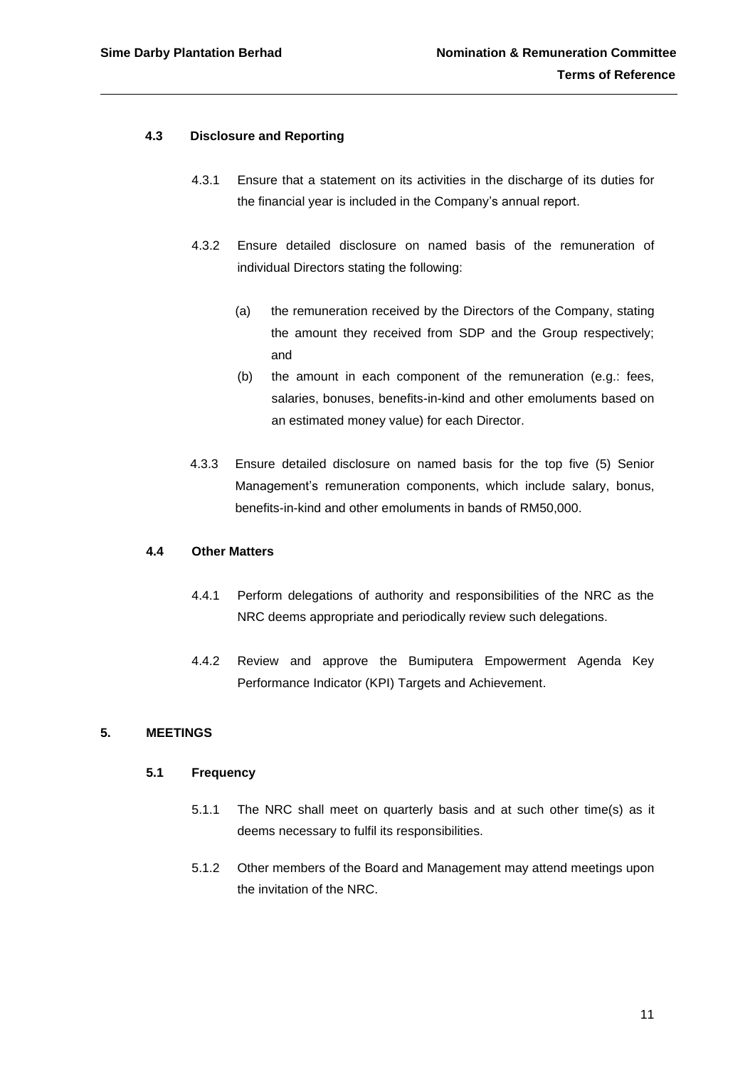### 4.3 Disclosure and Reporting

4.3.1 Ensure that a statement on its activities in the discharge of its duties for the financial year is included in the Company's annual report.

4.3.2 Ensure detailed disclosure on named basis of the remuneration of individual Directors stating the following:

(a) the remuneration received by the Directors of the Company, stating the amount they received from SDP and the Group respectively; and

(b) the amount in each component of the remuneration (e.g.: fees, salaries, bonuses, benefits-in-kind and other emoluments based on an estimated money value) for each Director.

4.3.3 Ensure detailed disclosure on named basis for the top five (5) Senior Management's remuneration components, which include salary, bonus, benefits-in-kind and other emoluments in bands of RM50,000.

### 4.4 Other Matters

4.4.1 Perform delegations of authority and responsibilities of the NRC as the NRC deems appropriate and periodically review such delegations.

4.4.2 Review and approve the Bumiputera Empowerment Agenda Key Performance Indicator (KPI) Targets and Achievement.

## 5. MEETINGS

### 5.1 Frequency

5.1.1 The NRC shall meet on quarterly basis and at such other time(s) as it deems necessary to fulfil its responsibilities.

5.1.2 Other members of the Board and Management may attend meetings upon the invitation of the NRC.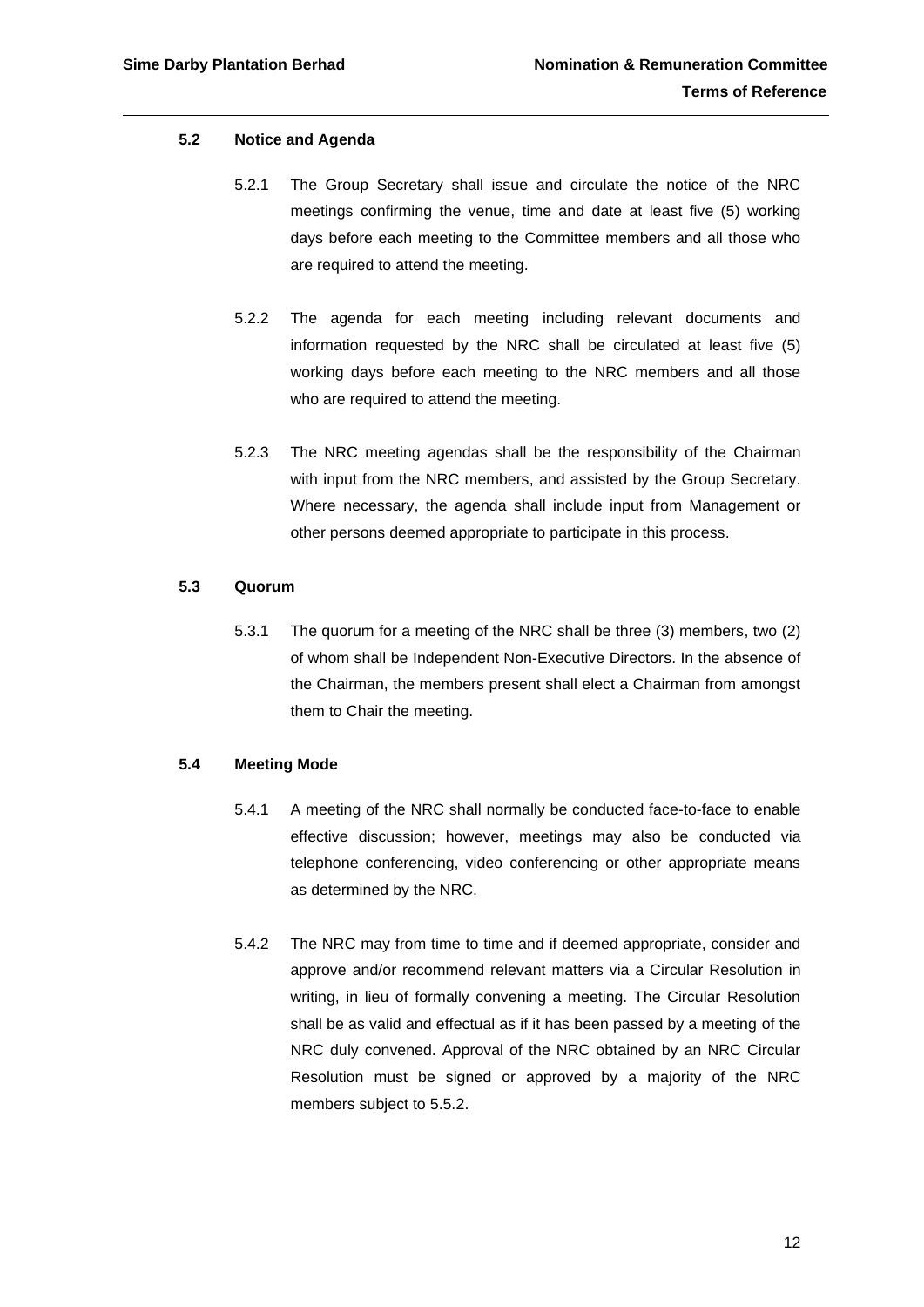### 5.2 Notice and Agenda

5.2.1 The Group Secretary shall issue and circulate the notice of the NRC meetings confirming the venue, time and date at least five (5) working days before each meeting to the Committee members and all those who are required to attend the meeting.

5.2.2 The agenda for each meeting including relevant documents and information requested by the NRC shall be circulated at least five (5) working days before each meeting to the NRC members and all those who are required to attend the meeting.

5.2.3 The NRC meeting agendas shall be the responsibility of the Chairman with input from the NRC members, and assisted by the Group Secretary. Where necessary, the agenda shall include input from Management or other persons deemed appropriate to participate in this process.

### 5.3 Quorum

5.3.1 The quorum for a meeting of the NRC shall be three (3) members, two (2) of whom shall be Independent Non-Executive Directors. In the absence of the Chairman, the members present shall elect a Chairman from amongst them to Chair the meeting.

### 5.4 Meeting Mode

5.4.1 A meeting of the NRC shall normally be conducted face-to-face to enable effective discussion; however, meetings may also be conducted via telephone conferencing, video conferencing or other appropriate means as determined by the NRC.

5.4.2 The NRC may from time to time and if deemed appropriate, consider and approve and/or recommend relevant matters via a Circular Resolution in writing, in lieu of formally convening a meeting. The Circular Resolution shall be as valid and effectual as if it has been passed by a meeting of the NRC duly convened. Approval of the NRC obtained by an NRC Circular Resolution must be signed or approved by a majority of the NRC members subject to 5.5.2.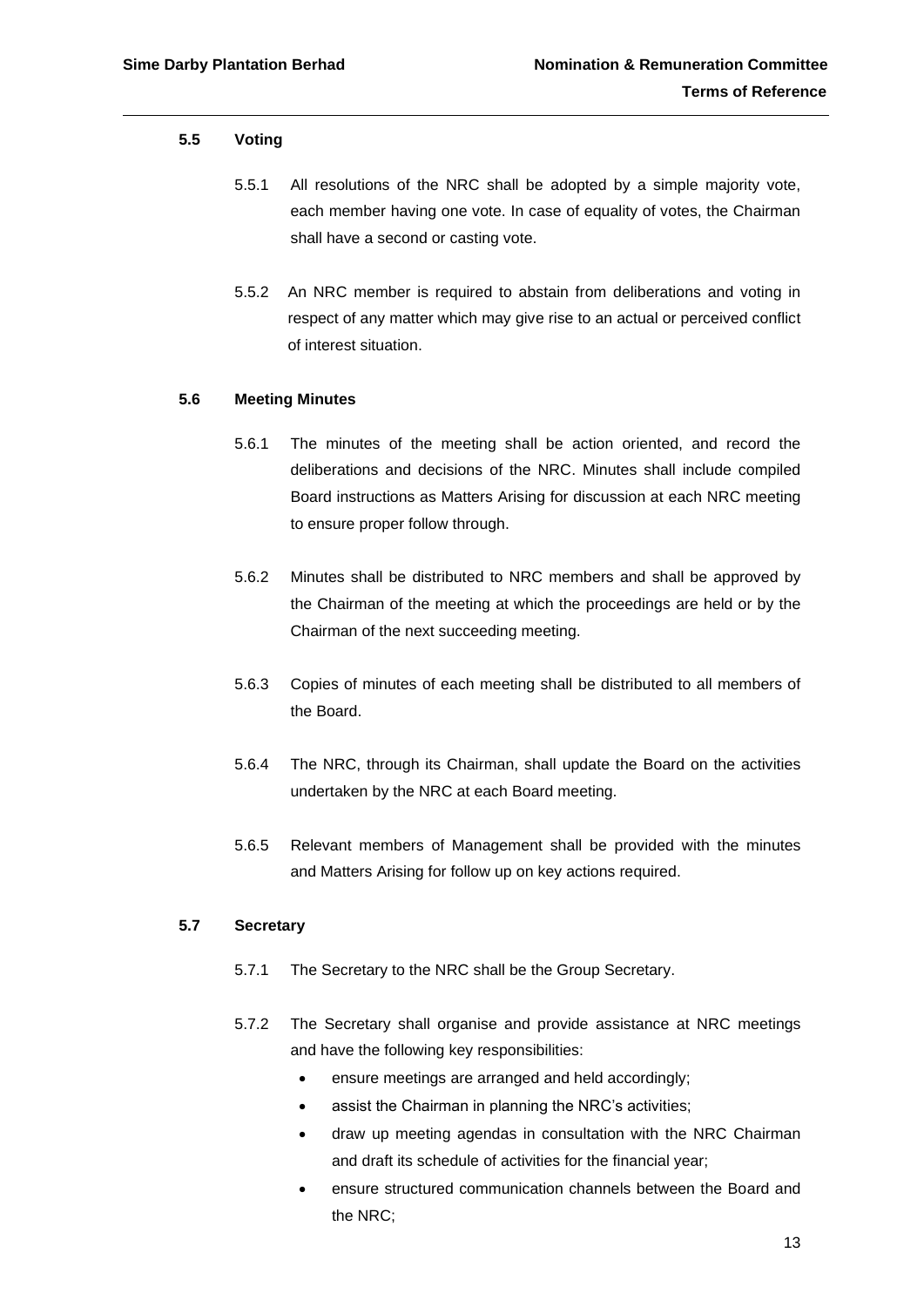### 5.5 Voting

5.5.1 All resolutions of the NRC shall be adopted by a simple majority vote, each member having one vote. In case of equality of votes, the Chairman shall have a second or casting vote.

5.5.2 An NRC member is required to abstain from deliberations and voting in respect of any matter which may give rise to an actual or perceived conflict of interest situation.

### 5.6 Meeting Minutes

5.6.1 The minutes of the meeting shall be action oriented, and record the deliberations and decisions of the NRC. Minutes shall include compiled Board instructions as Matters Arising for discussion at each NRC meeting to ensure proper follow through.

5.6.2 Minutes shall be distributed to NRC members and shall be approved by the Chairman of the meeting at which the proceedings are held or by the Chairman of the next succeeding meeting.

5.6.3 Copies of minutes of each meeting shall be distributed to all members of the Board.

5.6.4 The NRC, through its Chairman, shall update the Board on the activities undertaken by the NRC at each Board meeting.

5.6.5 Relevant members of Management shall be provided with the minutes and Matters Arising for follow up on key actions required.

### 5.7 Secretary

5.7.1 The Secretary to the NRC shall be the Group Secretary.

5.7.2 The Secretary shall organise and provide assistance at NRC meetings and have the following key responsibilities:

- ensure meetings are arranged and held accordingly;
- assist the Chairman in planning the NRC's activities;
- draw up meeting agendas in consultation with the NRC Chairman and draft its schedule of activities for the financial year;
- ensure structured communication channels between the Board and the NRC;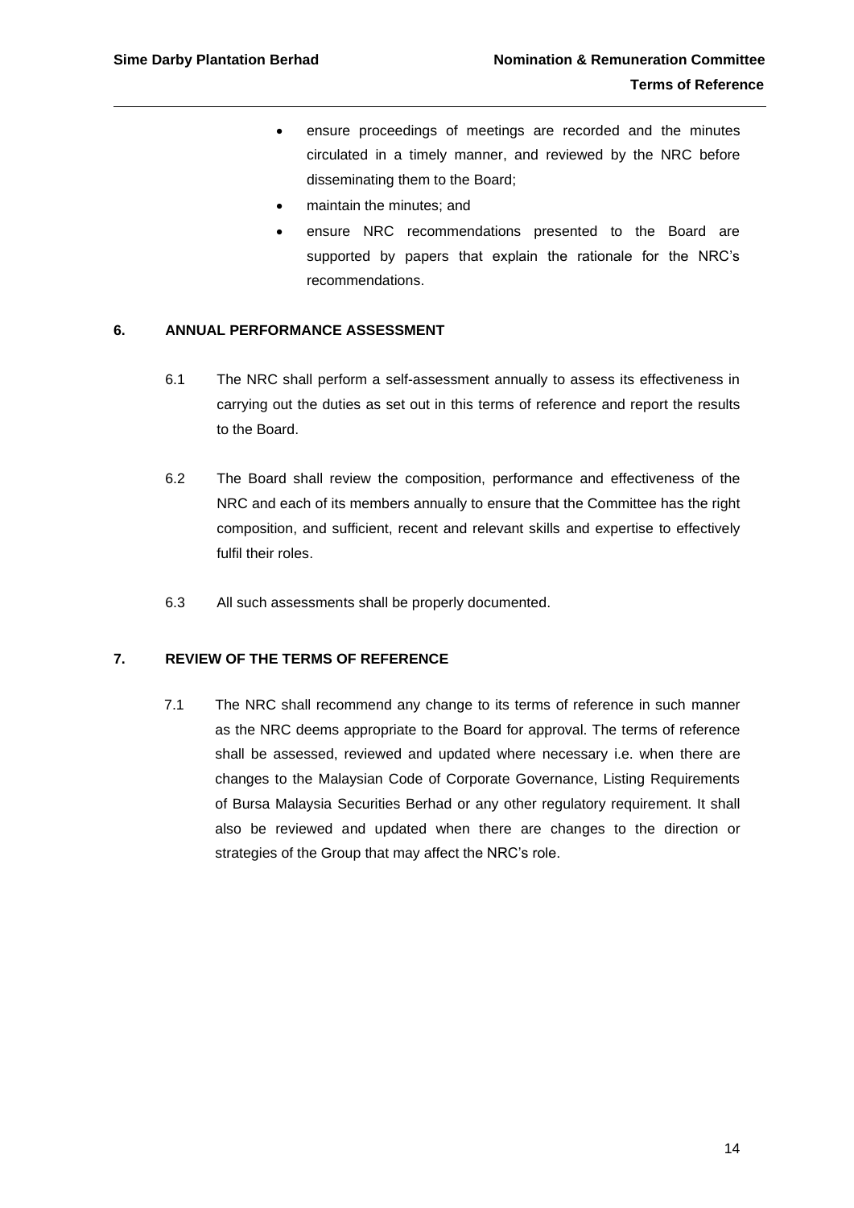- ensure proceedings of meetings are recorded and the minutes circulated in a timely manner, and reviewed by the NRC before disseminating them to the Board;
- maintain the minutes; and
- ensure NRC recommendations presented to the Board are supported by papers that explain the rationale for the NRC's recommendations.

## 6. ANNUAL PERFORMANCE ASSESSMENT

6.1 The NRC shall perform a self-assessment annually to assess its effectiveness in carrying out the duties as set out in this terms of reference and report the results to the Board.

6.2 The Board shall review the composition, performance and effectiveness of the NRC and each of its members annually to ensure that the Committee has the right composition, and sufficient, recent and relevant skills and expertise to effectively fulfil their roles.

6.3 All such assessments shall be properly documented.

## 7. REVIEW OF THE TERMS OF REFERENCE

7.1 The NRC shall recommend any change to its terms of reference in such manner as the NRC deems appropriate to the Board for approval. The terms of reference shall be assessed, reviewed and updated where necessary i.e. when there are changes to the Malaysian Code of Corporate Governance, Listing Requirements of Bursa Malaysia Securities Berhad or any other regulatory requirement. It shall also be reviewed and updated when there are changes to the direction or strategies of the Group that may affect the NRC's role.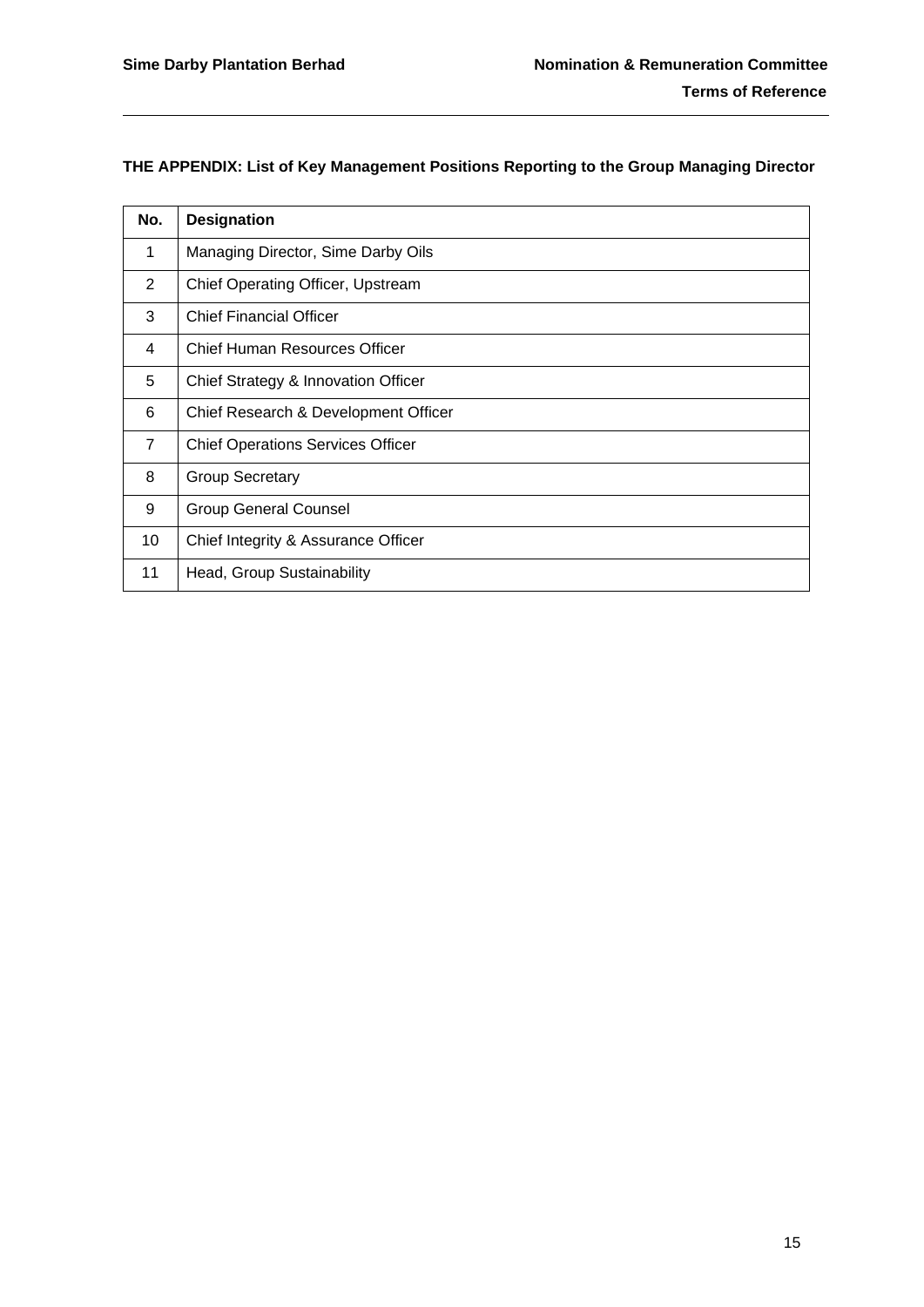**THE APPENDIX: List of Key Management Positions Reporting to the Group Managing Director**

| No. | Designation |
| --- | --- |
| 1 | Managing Director, Sime Darby Oils |
| 2 | Chief Operating Officer, Upstream |
| 3 | Chief Financial Officer |
| 4 | Chief Human Resources Officer |
| 5 | Chief Strategy & Innovation Officer |
| 6 | Chief Research & Development Officer |
| 7 | Chief Operations Services Officer |
| 8 | Group Secretary |
| 9 | Group General Counsel |
| 10 | Chief Integrity & Assurance Officer |
| 11 | Head, Group Sustainability |